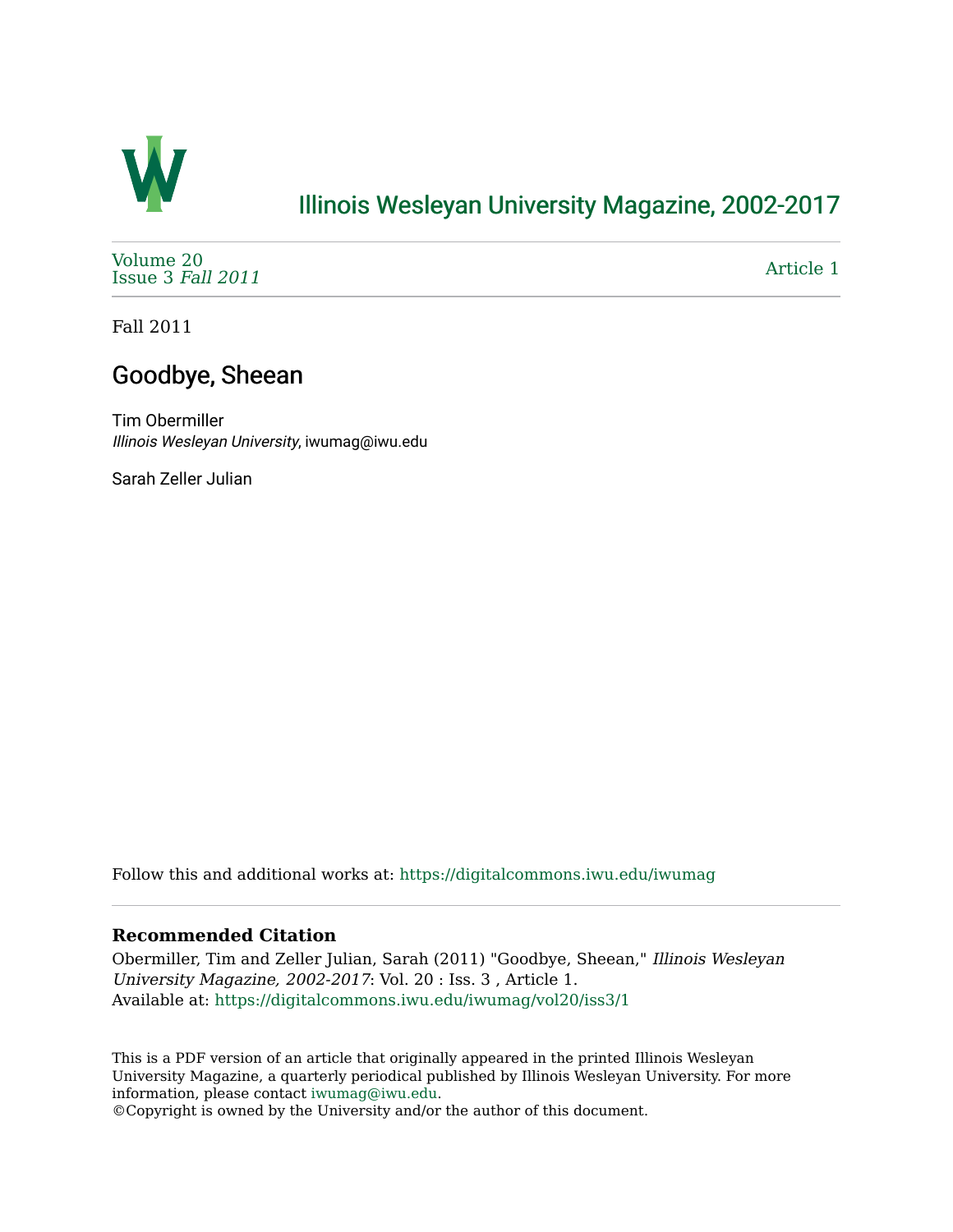# Illinois Wesleyan University Magazine, 2002-2017

Volume 20
Issue 3 *Fall 2011*

Article 1

Fall 2011

## Goodbye, Sheean

Tim Obermiller
*Illinois Wesleyan University*, iwumag@iwu.edu

Sarah Zeller Julian

Follow this and additional works at: https://digitalcommons.iwu.edu/iwumag

**Recommended Citation**

Obermiller, Tim and Zeller Julian, Sarah (2011) "Goodbye, Sheean," *Illinois Wesleyan University Magazine, 2002-2017*: Vol. 20 : Iss. 3 , Article 1.
Available at: https://digitalcommons.iwu.edu/iwumag/vol20/iss3/1

This is a PDF version of an article that originally appeared in the printed Illinois Wesleyan University Magazine, a quarterly periodical published by Illinois Wesleyan University. For more information, please contact iwumag@iwu.edu.
©Copyright is owned by the University and/or the author of this document.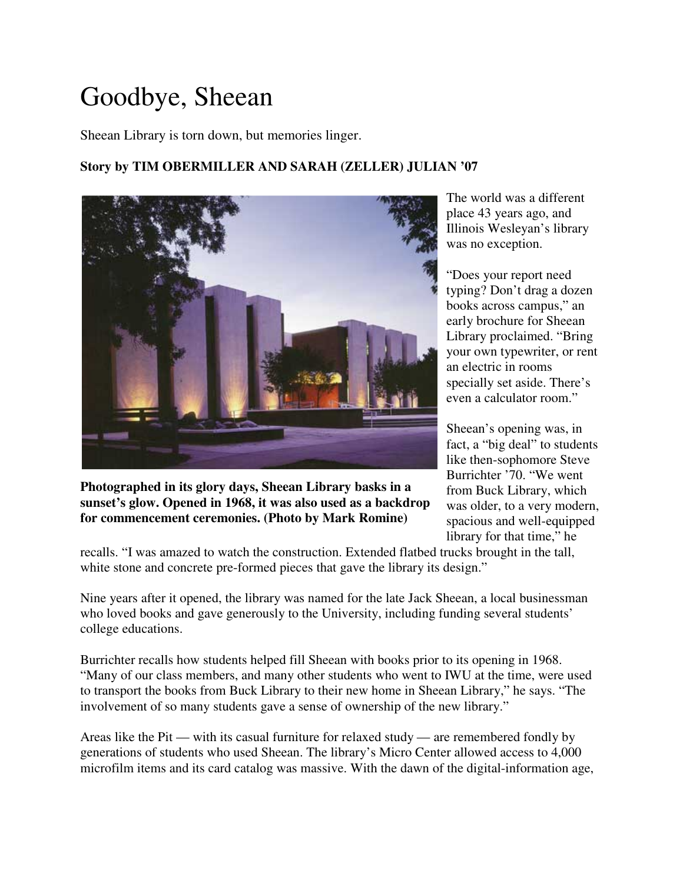# Goodbye, Sheean

Sheean Library is torn down, but memories linger.

**Story by TIM OBERMILLER AND SARAH (ZELLER) JULIAN '07**

**Photographed in its glory days, Sheean Library basks in a sunset's glow. Opened in 1968, it was also used as a backdrop for commencement ceremonies. (Photo by Mark Romine)**

The world was a different place 43 years ago, and Illinois Wesleyan's library was no exception.

"Does your report need typing? Don't drag a dozen books across campus," an early brochure for Sheean Library proclaimed. "Bring your own typewriter, or rent an electric in rooms specially set aside. There's even a calculator room."

Sheean's opening was, in fact, a "big deal" to students like then-sophomore Steve Burrichter '70. "We went from Buck Library, which was older, to a very modern, spacious and well-equipped library for that time," he recalls. "I was amazed to watch the construction. Extended flatbed trucks brought in the tall, white stone and concrete pre-formed pieces that gave the library its design."

Nine years after it opened, the library was named for the late Jack Sheean, a local businessman who loved books and gave generously to the University, including funding several students' college educations.

Burrichter recalls how students helped fill Sheean with books prior to its opening in 1968. "Many of our class members, and many other students who went to IWU at the time, were used to transport the books from Buck Library to their new home in Sheean Library," he says. "The involvement of so many students gave a sense of ownership of the new library."

Areas like the Pit — with its casual furniture for relaxed study — are remembered fondly by generations of students who used Sheean. The library's Micro Center allowed access to 4,000 microfilm items and its card catalog was massive. With the dawn of the digital-information age,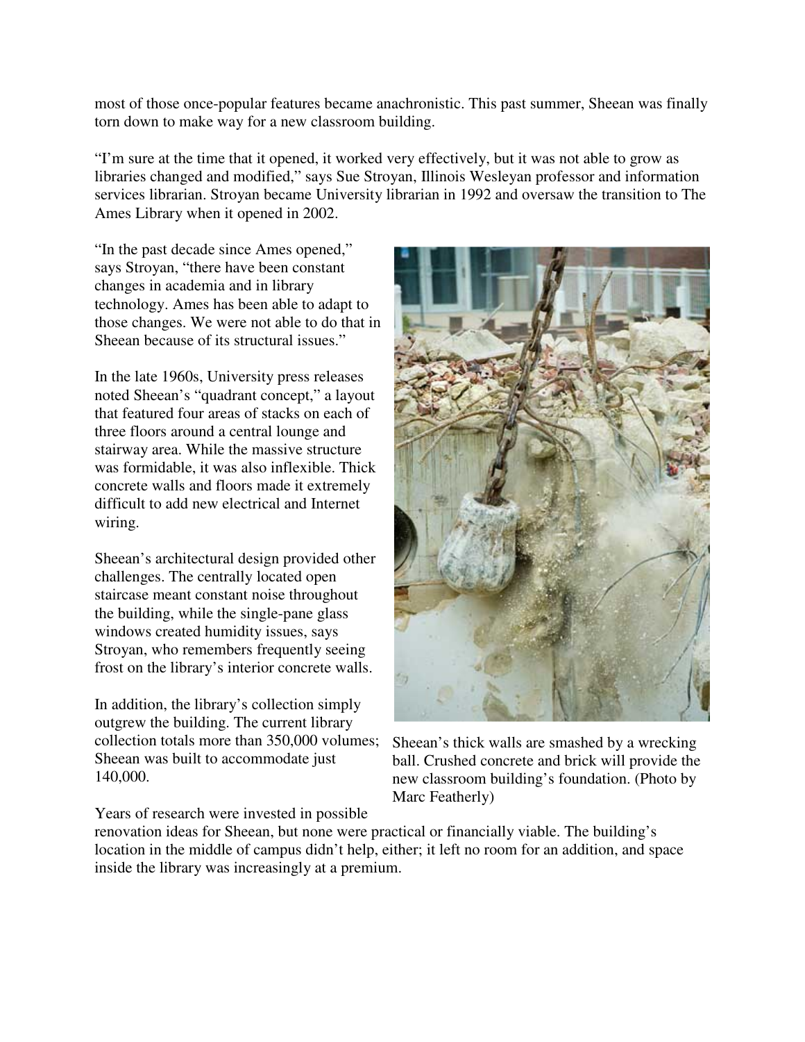most of those once-popular features became anachronistic. This past summer, Sheean was finally torn down to make way for a new classroom building.

"I'm sure at the time that it opened, it worked very effectively, but it was not able to grow as libraries changed and modified," says Sue Stroyan, Illinois Wesleyan professor and information services librarian. Stroyan became University librarian in 1992 and oversaw the transition to The Ames Library when it opened in 2002.

"In the past decade since Ames opened," says Stroyan, "there have been constant changes in academia and in library technology. Ames has been able to adapt to those changes. We were not able to do that in Sheean because of its structural issues."

In the late 1960s, University press releases noted Sheean's "quadrant concept," a layout that featured four areas of stacks on each of three floors around a central lounge and stairway area. While the massive structure was formidable, it was also inflexible. Thick concrete walls and floors made it extremely difficult to add new electrical and Internet wiring.

Sheean's architectural design provided other challenges. The centrally located open staircase meant constant noise throughout the building, while the single-pane glass windows created humidity issues, says Stroyan, who remembers frequently seeing frost on the library's interior concrete walls.

In addition, the library's collection simply outgrew the building. The current library collection totals more than 350,000 volumes; Sheean was built to accommodate just 140,000.

Sheean's thick walls are smashed by a wrecking ball. Crushed concrete and brick will provide the new classroom building's foundation. (Photo by Marc Featherly)

Years of research were invested in possible renovation ideas for Sheean, but none were practical or financially viable. The building's location in the middle of campus didn't help, either; it left no room for an addition, and space inside the library was increasingly at a premium.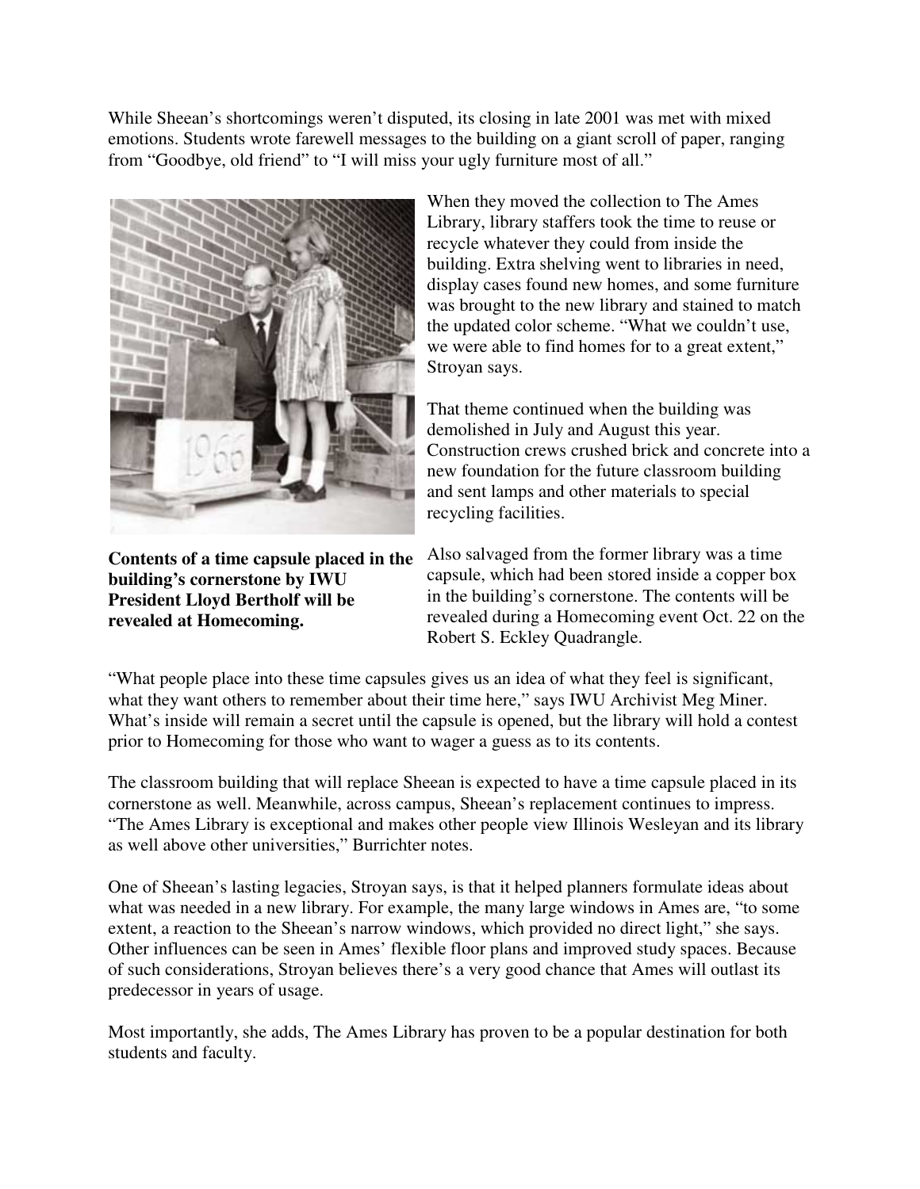While Sheean's shortcomings weren't disputed, its closing in late 2001 was met with mixed emotions. Students wrote farewell messages to the building on a giant scroll of paper, ranging from "Goodbye, old friend" to "I will miss your ugly furniture most of all."

**Contents of a time capsule placed in the building's cornerstone by IWU President Lloyd Bertholf will be revealed at Homecoming.**

When they moved the collection to The Ames Library, library staffers took the time to reuse or recycle whatever they could from inside the building. Extra shelving went to libraries in need, display cases found new homes, and some furniture was brought to the new library and stained to match the updated color scheme. "What we couldn't use, we were able to find homes for to a great extent," Stroyan says.

That theme continued when the building was demolished in July and August this year. Construction crews crushed brick and concrete into a new foundation for the future classroom building and sent lamps and other materials to special recycling facilities.

Also salvaged from the former library was a time capsule, which had been stored inside a copper box in the building's cornerstone. The contents will be revealed during a Homecoming event Oct. 22 on the Robert S. Eckley Quadrangle.

"What people place into these time capsules gives us an idea of what they feel is significant, what they want others to remember about their time here," says IWU Archivist Meg Miner. What's inside will remain a secret until the capsule is opened, but the library will hold a contest prior to Homecoming for those who want to wager a guess as to its contents.

The classroom building that will replace Sheean is expected to have a time capsule placed in its cornerstone as well. Meanwhile, across campus, Sheean's replacement continues to impress. "The Ames Library is exceptional and makes other people view Illinois Wesleyan and its library as well above other universities," Burrichter notes.

One of Sheean's lasting legacies, Stroyan says, is that it helped planners formulate ideas about what was needed in a new library. For example, the many large windows in Ames are, "to some extent, a reaction to the Sheean's narrow windows, which provided no direct light," she says. Other influences can be seen in Ames' flexible floor plans and improved study spaces. Because of such considerations, Stroyan believes there's a very good chance that Ames will outlast its predecessor in years of usage.

Most importantly, she adds, The Ames Library has proven to be a popular destination for both students and faculty.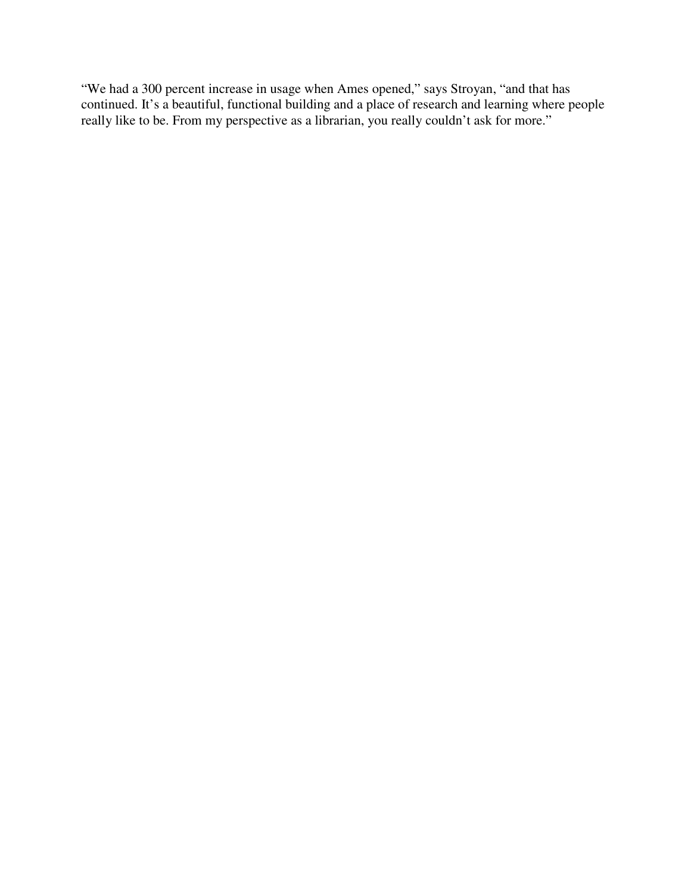“We had a 300 percent increase in usage when Ames opened,” says Stroyan, “and that has continued. It’s a beautiful, functional building and a place of research and learning where people really like to be. From my perspective as a librarian, you really couldn’t ask for more.”